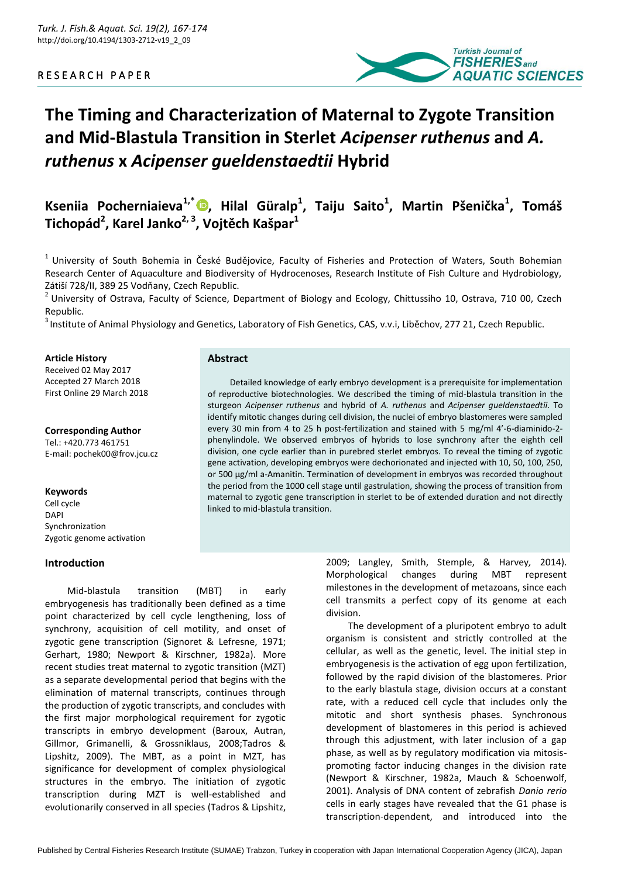RESEARCH PAPER

# The Timing and Characterization of Maternal to Zygote Transition and Mid-Blastula Transition in Sterlet *Acipenser ruthenus* and *A. ruthenus* x *Acipenser gueldenstaedtii* Hybrid

**Kseniia Pocherniaieva[1,*], Hilal Güralp[1], Taiju Saito[1], Martin Pšenička[1], Tomáš Tichopád[2], Karel Janko[2,3], Vojtěch Kašpar[1]**

[1] University of South Bohemia in České Budějovice, Faculty of Fisheries and Protection of Waters, South Bohemian Research Center of Aquaculture and Biodiversity of Hydrocenoses, Research Institute of Fish Culture and Hydrobiology, Zátiší 728/II, 389 25 Vodňany, Czech Republic.

[2] University of Ostrava, Faculty of Science, Department of Biology and Ecology, Chittussiho 10, Ostrava, 710 00, Czech Republic.

[3] Institute of Animal Physiology and Genetics, Laboratory of Fish Genetics, CAS, v.v.i, Liběchov, 277 21, Czech Republic.

**Article History**
Received 02 May 2017
Accepted 27 March 2018
First Online 29 March 2018

**Corresponding Author**
Tel.: +420.773 461751
E-mail: pochek00@frov.jcu.cz

**Keywords**
Cell cycle
DAPI
Synchronization
Zygotic genome activation

## Abstract

Detailed knowledge of early embryo development is a prerequisite for implementation of reproductive biotechnologies. We described the timing of mid-blastula transition in the sturgeon *Acipenser ruthenus* and hybrid of *A. ruthenus* and *Acipenser gueldenstaedtii*. To identify mitotic changes during cell division, the nuclei of embryo blastomeres were sampled every 30 min from 4 to 25 h post-fertilization and stained with 5 mg/ml 4'-6-diaminido-2-phenylindole. We observed embryos of hybrids to lose synchrony after the eighth cell division, one cycle earlier than in purebred sterlet embryos. To reveal the timing of zygotic gene activation, developing embryos were dechorionated and injected with 10, 50, 100, 250, or 500 µg/ml a-Amanitin. Termination of development in embryos was recorded throughout the period from the 1000 cell stage until gastrulation, showing the process of transition from maternal to zygotic gene transcription in sterlet to be of extended duration and not directly linked to mid-blastula transition.

## Introduction

Mid-blastula transition (MBT) in early embryogenesis has traditionally been defined as a time point characterized by cell cycle lengthening, loss of synchrony, acquisition of cell motility, and onset of zygotic gene transcription (Signoret & Lefresne, 1971; Gerhart, 1980; Newport & Kirschner, 1982a). More recent studies treat maternal to zygotic transition (MZT) as a separate developmental period that begins with the elimination of maternal transcripts, continues through the production of zygotic transcripts, and concludes with the first major morphological requirement for zygotic transcripts in embryo development (Baroux, Autran, Gillmor, Grimanelli, & Grossniklaus, 2008;Tadros & Lipshitz, 2009). The MBT, as a point in MZT, has significance for development of complex physiological structures in the embryo. The initiation of zygotic transcription during MZT is well-established and evolutionarily conserved in all species (Tadros & Lipshitz, 2009; Langley, Smith, Stemple, & Harvey, 2014). Morphological changes during MBT represent milestones in the development of metazoans, since each cell transmits a perfect copy of its genome at each division.

The development of a pluripotent embryo to adult organism is consistent and strictly controlled at the cellular, as well as the genetic, level. The initial step in embryogenesis is the activation of egg upon fertilization, followed by the rapid division of the blastomeres. Prior to the early blastula stage, division occurs at a constant rate, with a reduced cell cycle that includes only the mitotic and short synthesis phases. Synchronous development of blastomeres in this period is achieved through this adjustment, with later inclusion of a gap phase, as well as by regulatory modification via mitosis-promoting factor inducing changes in the division rate (Newport & Kirschner, 1982a, Mauch & Schoenwolf, 2001). Analysis of DNA content of zebrafish *Danio rerio* cells in early stages have revealed that the G1 phase is transcription-dependent, and introduced into the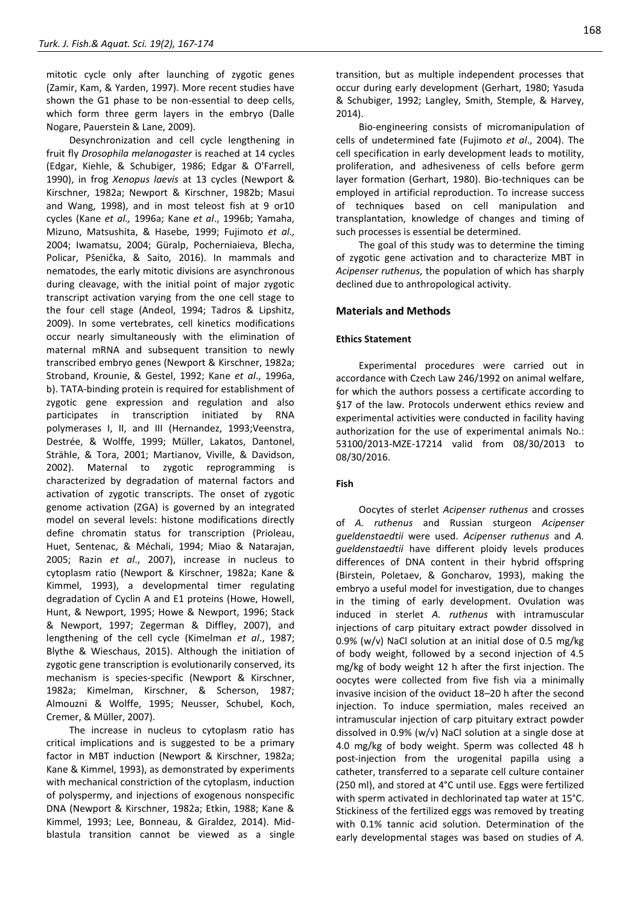mitotic cycle only after launching of zygotic genes (Zamir, Kam, & Yarden, 1997). More recent studies have shown the G1 phase to be non-essential to deep cells, which form three germ layers in the embryo (Dalle Nogare, Pauerstein & Lane, 2009).

Desynchronization and cell cycle lengthening in fruit fly *Drosophila melanogaster* is reached at 14 cycles (Edgar, Kiehle, & Schubiger, 1986; Edgar & O'Farrell, 1990), in frog *Xenopus laevis* at 13 cycles (Newport & Kirschner, 1982a; Newport & Kirschner, 1982b; Masui and Wang, 1998), and in most teleost fish at 9 or10 cycles (Kane *et al.,* 1996a; Kane *et al*., 1996b; Yamaha, Mizuno, Matsushita, & Hasebe*,* 1999; Fujimoto *et al.,* 2004; Iwamatsu, 2004; Güralp, Pocherniaieva, Blecha, Policar, Pšenička, & Saito*,* 2016). In mammals and nematodes, the early mitotic divisions are asynchronous during cleavage, with the initial point of major zygotic transcript activation varying from the one cell stage to the four cell stage (Andeol, 1994; Tadros & Lipshitz, 2009). In some vertebrates, cell kinetics modifications occur nearly simultaneously with the elimination of maternal mRNA and subsequent transition to newly transcribed embryo genes (Newport & Kirschner, 1982a; Stroband, Krounie, & Gestel, 1992; Kane *et al*., 1996a, b). TATA-binding protein is required for establishment of zygotic gene expression and regulation and also participates in transcription initiated by RNA polymerases I, II, and III (Hernandez, 1993;Veenstra, Destrée, & Wolffe, 1999; Müller, Lakatos, Dantonel, Strähle, & Tora, 2001; Martianov, Viville, & Davidson, 2002). Maternal to zygotic reprogramming is characterized by degradation of maternal factors and activation of zygotic transcripts. The onset of zygotic genome activation (ZGA) is governed by an integrated model on several levels: histone modifications directly define chromatin status for transcription (Prioleau, Huet, Sentenac, & Méchali, 1994; Miao & Natarajan, 2005; Razin *et al*., 2007), increase in nucleus to cytoplasm ratio (Newport & Kirschner, 1982a; Kane & Kimmel, 1993), a developmental timer regulating degradation of Cyclin A and E1 proteins (Howe, Howell, Hunt, & Newport, 1995; Howe & Newport, 1996; Stack & Newport, 1997; Zegerman & Diffley, 2007), and lengthening of the cell cycle (Kimelman *et al*., 1987; Blythe & Wieschaus, 2015). Although the initiation of zygotic gene transcription is evolutionarily conserved, its mechanism is species-specific (Newport & Kirschner, 1982a; Kimelman, Kirschner, & Scherson, 1987; Almouzni & Wolffe, 1995; Neusser, Schubel, Koch, Cremer, & Müller, 2007).

The increase in nucleus to cytoplasm ratio has critical implications and is suggested to be a primary factor in MBT induction (Newport & Kirschner, 1982a; Kane & Kimmel, 1993), as demonstrated by experiments with mechanical constriction of the cytoplasm, induction of polyspermy, and injections of exogenous nonspecific DNA (Newport & Kirschner, 1982a; Etkin, 1988; Kane & Kimmel, 1993; Lee, Bonneau, & Giraldez, 2014). Mid-blastula transition cannot be viewed as a single transition, but as multiple independent processes that occur during early development (Gerhart, 1980; Yasuda & Schubiger, 1992; Langley, Smith, Stemple, & Harvey, 2014).

Bio-engineering consists of micromanipulation of cells of undetermined fate (Fujimoto *et al*., 2004). The cell specification in early development leads to motility, proliferation, and adhesiveness of cells before germ layer formation (Gerhart, 1980). Bio-techniques can be employed in artificial reproduction. To increase success of techniques based on cell manipulation and transplantation, knowledge of changes and timing of such processes is essential be determined.

The goal of this study was to determine the timing of zygotic gene activation and to characterize MBT in *Acipenser ruthenus*, the population of which has sharply declined due to anthropological activity.

## Materials and Methods

### Ethics Statement

Experimental procedures were carried out in accordance with Czech Law 246/1992 on animal welfare, for which the authors possess a certificate according to §17 of the law. Protocols underwent ethics review and experimental activities were conducted in facility having authorization for the use of experimental animals No.: 53100/2013-MZE-17214 valid from 08/30/2013 to 08/30/2016.

### Fish

Oocytes of sterlet *Acipenser ruthenus* and crosses of *A. ruthenus* and Russian sturgeon *Acipenser gueldenstaedtii* were used. *Acipenser ruthenus* and *A. gueldenstaedtii* have different ploidy levels produces differences of DNA content in their hybrid offspring (Birstein, Poletaev, & Goncharov, 1993), making the embryo a useful model for investigation, due to changes in the timing of early development. Ovulation was induced in sterlet *A. ruthenus* with intramuscular injections of carp pituitary extract powder dissolved in 0.9% (w/v) NaCl solution at an initial dose of 0.5 mg/kg of body weight, followed by a second injection of 4.5 mg/kg of body weight 12 h after the first injection. The oocytes were collected from five fish via a minimally invasive incision of the oviduct 18–20 h after the second injection. To induce spermiation, males received an intramuscular injection of carp pituitary extract powder dissolved in 0.9% (w/v) NaCl solution at a single dose at 4.0 mg/kg of body weight. Sperm was collected 48 h post-injection from the urogenital papilla using a catheter, transferred to a separate cell culture container (250 ml), and stored at 4°C until use. Eggs were fertilized with sperm activated in dechlorinated tap water at 15°C. Stickiness of the fertilized eggs was removed by treating with 0.1% tannic acid solution. Determination of the early developmental stages was based on studies of *A.*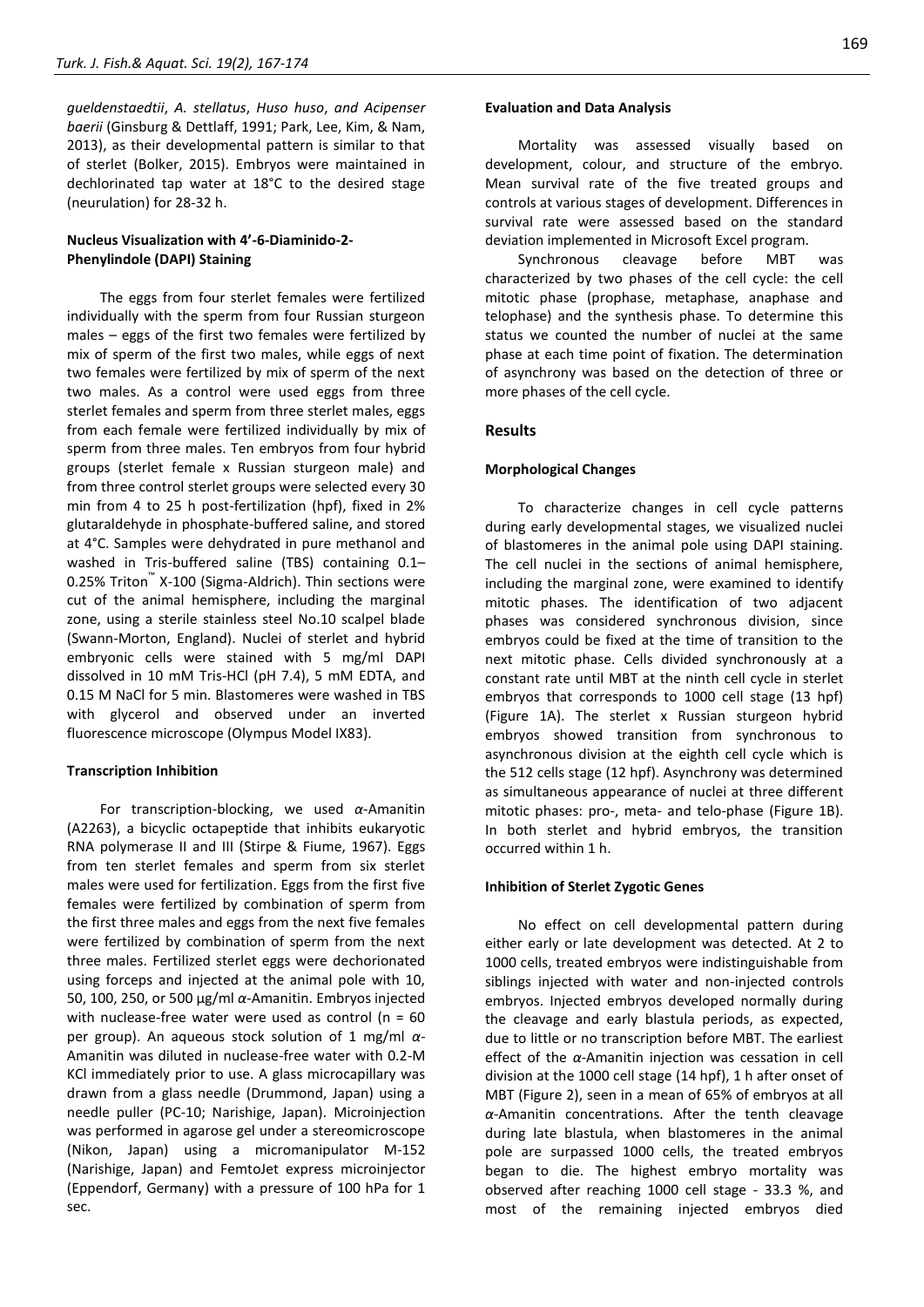*gueldenstaedtii*, *A. stellatus*, *Huso huso*, *and Acipenser baerii* (Ginsburg & Dettlaff, 1991; Park, Lee, Kim, & Nam, 2013), as their developmental pattern is similar to that of sterlet (Bolker, 2015). Embryos were maintained in dechlorinated tap water at 18°C to the desired stage (neurulation) for 28-32 h.

### Nucleus Visualization with 4'-6-Diaminido-2-Phenylindole (DAPI) Staining

The eggs from four sterlet females were fertilized individually with the sperm from four Russian sturgeon males – eggs of the first two females were fertilized by mix of sperm of the first two males, while eggs of next two females were fertilized by mix of sperm of the next two males. As a control were used eggs from three sterlet females and sperm from three sterlet males, eggs from each female were fertilized individually by mix of sperm from three males. Ten embryos from four hybrid groups (sterlet female x Russian sturgeon male) and from three control sterlet groups were selected every 30 min from 4 to 25 h post-fertilization (hpf), fixed in 2% glutaraldehyde in phosphate-buffered saline, and stored at 4°C. Samples were dehydrated in pure methanol and washed in Tris-buffered saline (TBS) containing 0.1–0.25% Triton™ X-100 (Sigma-Aldrich). Thin sections were cut of the animal hemisphere, including the marginal zone, using a sterile stainless steel No.10 scalpel blade (Swann-Morton, England). Nuclei of sterlet and hybrid embryonic cells were stained with 5 mg/ml DAPI dissolved in 10 mM Tris-HCl (pH 7.4), 5 mM EDTA, and 0.15 M NaCl for 5 min. Blastomeres were washed in TBS with glycerol and observed under an inverted fluorescence microscope (Olympus Model IX83).

### Transcription Inhibition

For transcription-blocking, we used *α*-Amanitin (A2263), a bicyclic octapeptide that inhibits eukaryotic RNA polymerase II and III (Stirpe & Fiume, 1967). Eggs from ten sterlet females and sperm from six sterlet males were used for fertilization. Eggs from the first five females were fertilized by combination of sperm from the first three males and eggs from the next five females were fertilized by combination of sperm from the next three males. Fertilized sterlet eggs were dechorionated using forceps and injected at the animal pole with 10, 50, 100, 250, or 500 µg/ml *α*-Amanitin. Embryos injected with nuclease-free water were used as control (n = 60 per group). An aqueous stock solution of 1 mg/ml *α*-Amanitin was diluted in nuclease-free water with 0.2-M KCl immediately prior to use. A glass microcapillary was drawn from a glass needle (Drummond, Japan) using a needle puller (PC-10; Narishige, Japan). Microinjection was performed in agarose gel under a stereomicroscope (Nikon, Japan) using a micromanipulator M-152 (Narishige, Japan) and FemtoJet express microinjector (Eppendorf, Germany) with a pressure of 100 hPa for 1 sec.

### Evaluation and Data Analysis

Mortality was assessed visually based on development, colour, and structure of the embryo. Mean survival rate of the five treated groups and controls at various stages of development. Differences in survival rate were assessed based on the standard deviation implemented in Microsoft Excel program.

Synchronous cleavage before MBT was characterized by two phases of the cell cycle: the cell mitotic phase (prophase, metaphase, anaphase and telophase) and the synthesis phase. To determine this status we counted the number of nuclei at the same phase at each time point of fixation. The determination of asynchrony was based on the detection of three or more phases of the cell cycle.

## Results

### Morphological Changes

To characterize changes in cell cycle patterns during early developmental stages, we visualized nuclei of blastomeres in the animal pole using DAPI staining. The cell nuclei in the sections of animal hemisphere, including the marginal zone, were examined to identify mitotic phases. The identification of two adjacent phases was considered synchronous division, since embryos could be fixed at the time of transition to the next mitotic phase. Cells divided synchronously at a constant rate until MBT at the ninth cell cycle in sterlet embryos that corresponds to 1000 cell stage (13 hpf) (Figure 1A). The sterlet x Russian sturgeon hybrid embryos showed transition from synchronous to asynchronous division at the eighth cell cycle which is the 512 cells stage (12 hpf). Asynchrony was determined as simultaneous appearance of nuclei at three different mitotic phases: pro-, meta- and telo-phase (Figure 1B). In both sterlet and hybrid embryos, the transition occurred within 1 h.

### Inhibition of Sterlet Zygotic Genes

No effect on cell developmental pattern during either early or late development was detected. At 2 to 1000 cells, treated embryos were indistinguishable from siblings injected with water and non-injected controls embryos. Injected embryos developed normally during the cleavage and early blastula periods, as expected, due to little or no transcription before MBT. The earliest effect of the *α*-Amanitin injection was cessation in cell division at the 1000 cell stage (14 hpf), 1 h after onset of MBT (Figure 2), seen in a mean of 65% of embryos at all *α*-Amanitin concentrations. After the tenth cleavage during late blastula, when blastomeres in the animal pole are surpassed 1000 cells, the treated embryos began to die. The highest embryo mortality was observed after reaching 1000 cell stage - 33.3 %, and most of the remaining injected embryos died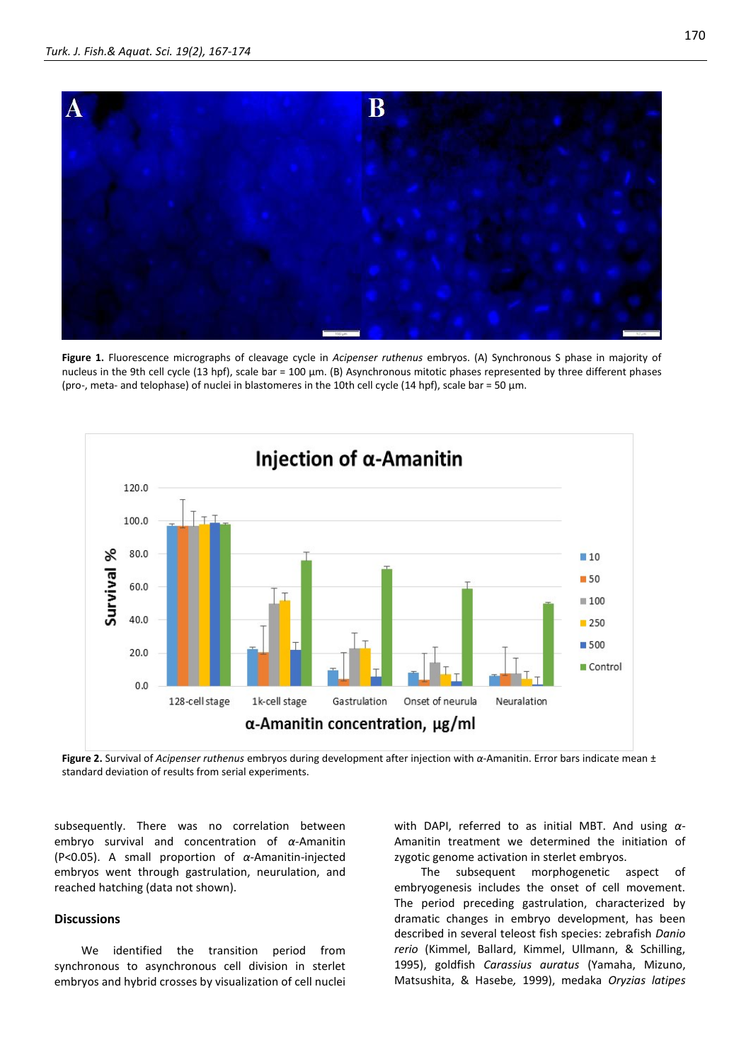**Figure 1.** Fluorescence micrographs of cleavage cycle in *Acipenser ruthenus* embryos. (A) Synchronous S phase in majority of nucleus in the 9th cell cycle (13 hpf), scale bar = 100 µm. (B) Asynchronous mitotic phases represented by three different phases (pro-, meta- and telophase) of nuclei in blastomeres in the 10th cell cycle (14 hpf), scale bar = 50 µm.

**Figure 2.** Survival of *Acipenser ruthenus* embryos during development after injection with α-Amanitin. Error bars indicate mean ± standard deviation of results from serial experiments.

subsequently. There was no correlation between embryo survival and concentration of α-Amanitin ($P<0.05$). A small proportion of α-Amanitin-injected embryos went through gastrulation, neurulation, and reached hatching (data not shown).

## Discussions

We identified the transition period from synchronous to asynchronous cell division in sterlet embryos and hybrid crosses by visualization of cell nuclei with DAPI, referred to as initial MBT. And using α-Amanitin treatment we determined the initiation of zygotic genome activation in sterlet embryos.

The subsequent morphogenetic aspect of embryogenesis includes the onset of cell movement. The period preceding gastrulation, characterized by dramatic changes in embryo development, has been described in several teleost fish species: zebrafish *Danio rerio* (Kimmel, Ballard, Kimmel, Ullmann, & Schilling, 1995), goldfish *Carassius auratus* (Yamaha, Mizuno, Matsushita, & Hasebe, 1999), medaka *Oryzias latipes*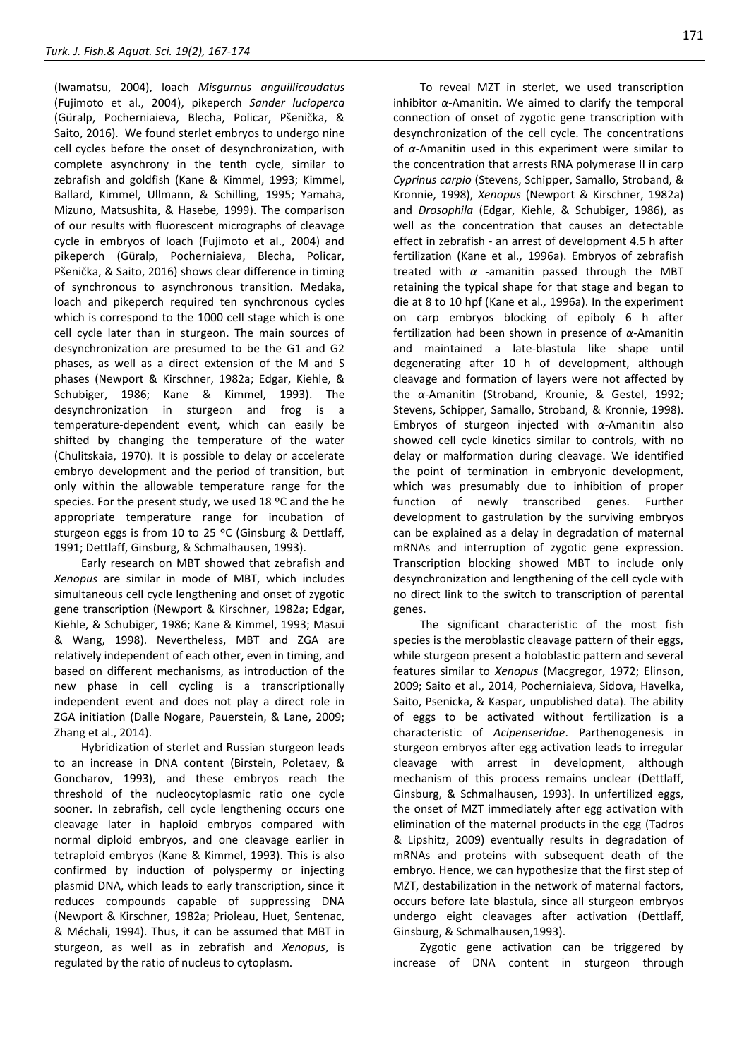(Iwamatsu, 2004), loach *Misgurnus anguillicaudatus* (Fujimoto et al., 2004), pikeperch *Sander lucioperca* (Güralp, Pocherniaieva, Blecha, Policar, Pšenička, & Saito, 2016). We found sterlet embryos to undergo nine cell cycles before the onset of desynchronization, with complete asynchrony in the tenth cycle, similar to zebrafish and goldfish (Kane & Kimmel, 1993; Kimmel, Ballard, Kimmel, Ullmann, & Schilling, 1995; Yamaha, Mizuno, Matsushita, & Hasebe, 1999). The comparison of our results with fluorescent micrographs of cleavage cycle in embryos of loach (Fujimoto et al., 2004) and pikeperch (Güralp, Pocherniaieva, Blecha, Policar, Pšenička, & Saito, 2016) shows clear difference in timing of synchronous to asynchronous transition. Medaka, loach and pikeperch required ten synchronous cycles which is correspond to the 1000 cell stage which is one cell cycle later than in sturgeon. The main sources of desynchronization are presumed to be the G1 and G2 phases, as well as a direct extension of the M and S phases (Newport & Kirszchner, 1982a; Edgar, Kiehle, & Schubiger, 1986; Kane & Kimmel, 1993). The desynchronization in sturgeon and frog is a temperature-dependent event, which can easily be shifted by changing the temperature of the water (Chulitskaia, 1970). It is possible to delay or accelerate embryo development and the period of transition, but only within the allowable temperature range for the species. For the present study, we used 18 ºC and the he appropriate temperature range for incubation of sturgeon eggs is from 10 to 25 ºC (Ginsburg & Dettlaff, 1991; Dettlaff, Ginsburg, & Schmalhausen, 1993).

Early research on MBT showed that zebrafish and *Xenopus* are similar in mode of MBT, which includes simultaneous cell cycle lengthening and onset of zygotic gene transcription (Newport & Kirschner, 1982a; Edgar, Kiehle, & Schubiger, 1986; Kane & Kimmel, 1993; Masui & Wang, 1998). Nevertheless, MBT and ZGA are relatively independent of each other, even in timing, and based on different mechanisms, as introduction of the new phase in cell cycling is a transcriptionally independent event and does not play a direct role in ZGA initiation (Dalle Nogare, Pauerstein, & Lane, 2009; Zhang et al., 2014).

Hybridization of sterlet and Russian sturgeon leads to an increase in DNA content (Birstein, Poletaev, & Goncharov, 1993), and these embryos reach the threshold of the nucleocytoplasmic ratio one cycle sooner. In zebrafish, cell cycle lengthening occurs one cleavage later in haploid embryos compared with normal diploid embryos, and one cleavage earlier in tetraploid embryos (Kane & Kimmel, 1993). This is also confirmed by induction of polyspermy or injecting plasmid DNA, which leads to early transcription, since it reduces compounds capable of suppressing DNA (Newport & Kirszchner, 1982a; Prioleau, Huet, Sentenac, & Méchali, 1994). Thus, it can be assumed that MBT in sturgeon, as well as in zebrafish and *Xenopus*, is regulated by the ratio of nucleus to cytoplasm.

To reveal MZT in sterlet, we used transcription inhibitor *α*-Amanitin. We aimed to clarify the temporal connection of onset of zygotic gene transcription with desynchronization of the cell cycle. The concentrations of *α*-Amanitin used in this experiment were similar to the concentration that arrests RNA polymerase II in carp *Cyprinus carpio* (Stevens, Schipper, Samallo, Stroband, & Kronnie, 1998), *Xenopus* (Newport & Kirschner, 1982a) and *Drosophila* (Edgar, Kiehle, & Schubiger, 1986), as well as the concentration that causes an detectable effect in zebrafish - an arrest of development 4.5 h after fertilization (Kane et al., 1996a). Embryos of zebrafish treated with *α* -amanitin passed through the MBT retaining the typical shape for that stage and began to die at 8 to 10 hpf (Kane et al., 1996a). In the experiment on carp embryos blocking of epiboly 6 h after fertilization had been shown in presence of *α*-Amanitin and maintained a late-blastula like shape until degenerating after 10 h of development, although cleavage and formation of layers were not affected by the *α*-Amanitin (Stroband, Krounie, & Gestel, 1992; Stevens, Schipper, Samallo, Stroband, & Kronnie, 1998). Embryos of sturgeon injected with *α*-Amanitin also showed cell cycle kinetics similar to controls, with no delay or malformation during cleavage. We identified the point of termination in embryonic development, which was presumably due to inhibition of proper function of newly transcribed genes. Further development to gastrulation by the surviving embryos can be explained as a delay in degradation of maternal mRNAs and interruption of zygotic gene expression. Transcription blocking showed MBT to include only desynchronization and lengthening of the cell cycle with no direct link to the switch to transcription of parental genes.

The significant characteristic of the most fish species is the meroblastic cleavage pattern of their eggs, while sturgeon present a holoblastic pattern and several features similar to *Xenopus* (Macgregor, 1972; Elinson, 2009; Saito et al., 2014, Pocherniaieva, Sidova, Havelka, Saito, Psenicka, & Kaspar, unpublished data). The ability of eggs to be activated without fertilization is a characteristic of *Acipenseridae*. Parthenogenesis in sturgeon embryos after egg activation leads to irregular cleavage with arrest in development, although mechanism of this process remains unclear (Dettlaff, Ginsburg, & Schmalhausen, 1993). In unfertilized eggs, the onset of MZT immediately after egg activation with elimination of the maternal products in the egg (Tadros & Lipshitz, 2009) eventually results in degradation of mRNAs and proteins with subsequent death of the embryo. Hence, we can hypothesize that the first step of MZT, destabilization in the network of maternal factors, occurs before late blastula, since all sturgeon embryos undergo eight cleavages after activation (Dettlaff, Ginsburg, & Schmalhausen,1993).

Zygotic gene activation can be triggered by increase of DNA content in sturgeon through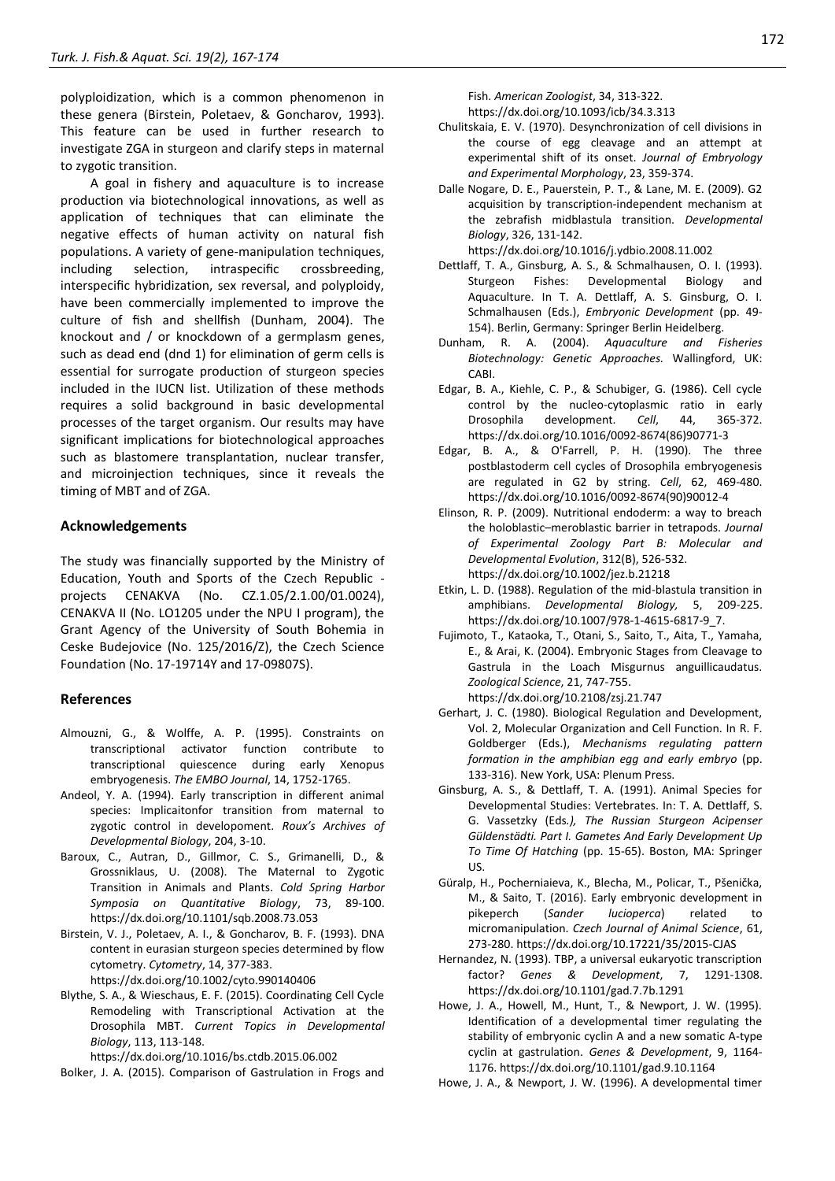polyploidization, which is a common phenomenon in these genera (Birstein, Poletaev, & Goncharov, 1993). This feature can be used in further research to investigate ZGA in sturgeon and clarify steps in maternal to zygotic transition.

A goal in fishery and aquaculture is to increase production via biotechnological innovations, as well as application of techniques that can eliminate the negative effects of human activity on natural fish populations. A variety of gene-manipulation techniques, including selection, intraspecific crossbreeding, interspecific hybridization, sex reversal, and polyploidy, have been commercially implemented to improve the culture of fish and shellfish (Dunham, 2004). The knockout and / or knockdown of a germplasm genes, such as dead end (dnd 1) for elimination of germ cells is essential for surrogate production of sturgeon species included in the IUCN list. Utilization of these methods requires a solid background in basic developmental processes of the target organism. Our results may have significant implications for biotechnological approaches such as blastomere transplantation, nuclear transfer, and microinjection techniques, since it reveals the timing of MBT and of ZGA.

## Acknowledgements

The study was financially supported by the Ministry of Education, Youth and Sports of the Czech Republic - projects CENAKVA (No. CZ.1.05/2.1.00/01.0024), CENAKVA II (No. LO1205 under the NPU I program), the Grant Agency of the University of South Bohemia in Ceske Budejovice (No. 125/2016/Z), the Czech Science Foundation (No. 17-19714Y and 17-09807S).

## References

Almouzni, G., & Wolffe, A. P. (1995). Constraints on transcriptional activator function contribute to transcriptional quiescence during early Xenopus embryogenesis. *The EMBO Journal*, 14, 1752-1765.

Andeol, Y. A. (1994). Early transcription in different animal species: Implicaitonfor transition from maternal to zygotic control in developoment. *Roux's Archives of Developmental Biology*, 204, 3-10.

Baroux, C., Autran, D., Gillmor, C. S., Grimanelli, D., & Grossniklaus, U. (2008). The Maternal to Zygotic Transition in Animals and Plants. *Cold Spring Harbor Symposia on Quantitative Biology*, 73, 89-100. https://dx.doi.org/10.1101/sqb.2008.73.053

Birstein, V. J., Poletaev, A. I., & Goncharov, B. F. (1993). DNA content in eurasian sturgeon species determined by flow cytometry. *Cytometry*, 14, 377-383. https://dx.doi.org/10.1002/cyto.990140406

Blythe, S. A., & Wieschaus, E. F. (2015). Coordinating Cell Cycle Remodeling with Transcriptional Activation at the Drosophila MBT. *Current Topics in Developmental Biology*, 113, 113-148. https://dx.doi.org/10.1016/bs.ctdb.2015.06.002

Bolker, J. A. (2015). Comparison of Gastrulation in Frogs and Fish. *American Zoologist*, 34, 313-322. https://dx.doi.org/10.1093/icb/34.3.313

Chulitskaia, E. V. (1970). Desynchronization of cell divisions in the course of egg cleavage and an attempt at experimental shift of its onset. *Journal of Embryology and Experimental Morphology*, 23, 359-374.

Dalle Nogare, D. E., Pauerstein, P. T., & Lane, M. E. (2009). G2 acquisition by transcription-independent mechanism at the zebrafish midblastula transition. *Developmental Biology*, 326, 131-142. https://dx.doi.org/10.1016/j.ydbio.2008.11.002

Dettlaff, T. A., Ginsburg, A. S., & Schmalhausen, O. I. (1993). Sturgeon Fishes: Developmental Biology and Aquaculture. In T. A. Dettlaff, A. S. Ginsburg, O. I. Schmalhausen (Eds.), *Embryonic Development* (pp. 49-154). Berlin, Germany: Springer Berlin Heidelberg.

Dunham, R. A. (2004). *Aquaculture and Fisheries Biotechnology: Genetic Approaches.* Wallingford, UK: CABI.

Edgar, B. A., Kiehle, C. P., & Schubiger, G. (1986). Cell cycle control by the nucleo-cytoplasmic ratio in early Drosophila development. *Cell*, 44, 365-372. https://dx.doi.org/10.1016/0092-8674(86)90771-3

Edgar, B. A., & O'Farrell, P. H. (1990). The three postblastoderm cell cycles of Drosophila embryogenesis are regulated in G2 by string. *Cell*, 62, 469-480. https://dx.doi.org/10.1016/0092-8674(90)90012-4

Elinson, R. P. (2009). Nutritional endoderm: a way to breach the holoblastic–meroblastic barrier in tetrapods. *Journal of Experimental Zoology Part B: Molecular and Developmental Evolution*, 312(B), 526-532. https://dx.doi.org/10.1002/jez.b.21218

Etkin, L. D. (1988). Regulation of the mid-blastula transition in amphibians. *Developmental Biology,* 5, 209-225. https://dx.doi.org/10.1007/978-1-4615-6817-9_7.

Fujimoto, T., Kataoka, T., Otani, S., Saito, T., Aita, T., Yamaha, E., & Arai, K. (2004). Embryonic Stages from Cleavage to Gastrula in the Loach Misgurnus anguillicaudatus. *Zoological Science*, 21, 747-755. https://dx.doi.org/10.2108/zsj.21.747

Gerhart, J. C. (1980). Biological Regulation and Development, Vol. 2, Molecular Organization and Cell Function. In R. F. Goldberger (Eds.), *Mechanisms regulating pattern formation in the amphibian egg and early embryo* (pp. 133-316). New York, USA: Plenum Press.

Ginsburg, A. S., & Dettlaff, T. A. (1991). Animal Species for Developmental Studies: Vertebrates. In: T. A. Dettlaff, S. G. Vassetzky (Eds*.), The Russian Sturgeon Acipenser Güldenstädti. Part I. Gametes And Early Development Up To Time Of Hatching* (pp. 15-65). Boston, MA: Springer US.

Güralp, H., Pocherniaieva, K., Blecha, M., Policar, T., Pšenička, M., & Saito, T. (2016). Early embryonic development in pikeperch (*Sander lucioperca*) related to micromanipulation. *Czech Journal of Animal Science*, 61, 273-280. https://dx.doi.org/10.17221/35/2015-CJAS

Hernandez, N. (1993). TBP, a universal eukaryotic transcription factor? *Genes & Development*, 7, 1291-1308. https://dx.doi.org/10.1101/gad.7.7b.1291

Howe, J. A., Howell, M., Hunt, T., & Newport, J. W. (1995). Identification of a developmental timer regulating the stability of embryonic cyclin A and a new somatic A-type cyclin at gastrulation. *Genes & Development*, 9, 1164-1176. https://dx.doi.org/10.1101/gad.9.10.1164

Howe, J. A., & Newport, J. W. (1996). A developmental timer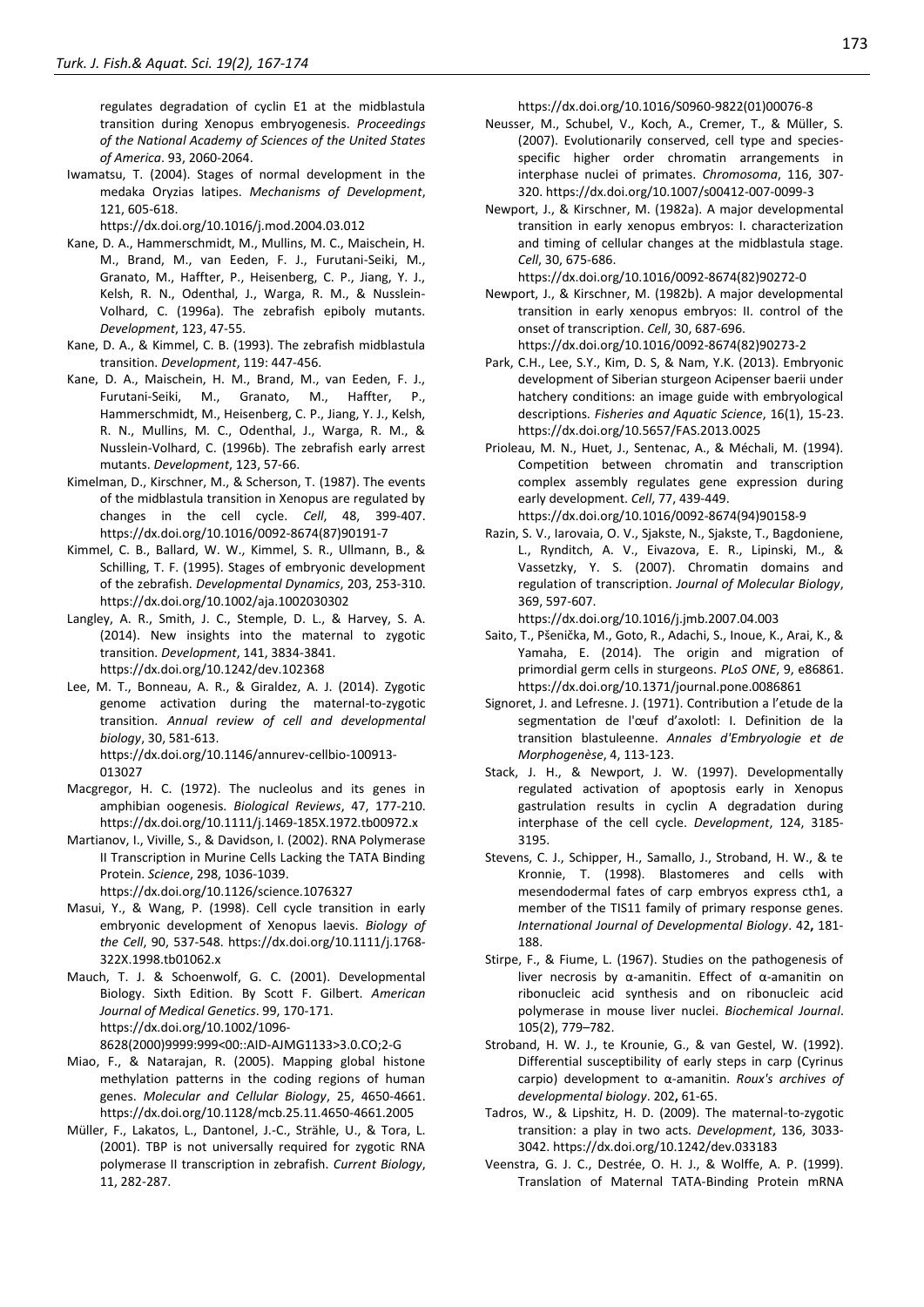regulates degradation of cyclin E1 at the midblastula transition during Xenopus embryogenesis. *Proceedings of the National Academy of Sciences of the United States of America*. 93, 2060-2064.

Iwamatsu, T. (2004). Stages of normal development in the medaka Oryzias latipes. *Mechanisms of Development*, 121, 605-618. https://dx.doi.org/10.1016/j.mod.2004.03.012

Kane, D. A., Hammerschmidt, M., Mullins, M. C., Maischein, H. M., Brand, M., van Eeden, F. J., Furutani-Seiki, M., Granato, M., Haffter, P., Heisenberg, C. P., Jiang, Y. J., Kelsh, R. N., Odenthal, J., Warga, R. M., & Nusslein-Volhard, C. (1996a). The zebrafish epiboly mutants. *Development*, 123, 47-55.

Kane, D. A., & Kimmel, C. B. (1993). The zebrafish midblastula transition. *Development*, 119: 447-456.

Kane, D. A., Maischein, H. M., Brand, M., van Eeden, F. J., Furutani-Seiki, M., Granato, M., Haffter, P., Hammerschmidt, M., Heisenberg, C. P., Jiang, Y. J., Kelsh, R. N., Mullins, M. C., Odenthal, J., Warga, R. M., & Nusslein-Volhard, C. (1996b). The zebrafish early arrest mutants. *Development*, 123, 57-66.

Kimelman, D., Kirschner, M., & Scherson, T. (1987). The events of the midblastula transition in Xenopus are regulated by changes in the cell cycle. *Cell*, 48, 399-407. https://dx.doi.org/10.1016/0092-8674(87)90191-7

Kimmel, C. B., Ballard, W. W., Kimmel, S. R., Ullmann, B., & Schilling, T. F. (1995). Stages of embryonic development of the zebrafish. *Developmental Dynamics*, 203, 253-310. https://dx.doi.org/10.1002/aja.1002030302

Langley, A. R., Smith, J. C., Stemple, D. L., & Harvey, S. A. (2014). New insights into the maternal to zygotic transition. *Development*, 141, 3834-3841. https://dx.doi.org/10.1242/dev.102368

Lee, M. T., Bonneau, A. R., & Giraldez, A. J. (2014). Zygotic genome activation during the maternal-to-zygotic transition. *Annual review of cell and developmental biology*, 30, 581-613. https://dx.doi.org/10.1146/annurev-cellbio-100913-013027

Macgregor, H. C. (1972). The nucleolus and its genes in amphibian oogenesis. *Biological Reviews*, 47, 177-210. https://dx.doi.org/10.1111/j.1469-185X.1972.tb00972.x

Martianov, I., Viville, S., & Davidson, I. (2002). RNA Polymerase II Transcription in Murine Cells Lacking the TATA Binding Protein. *Science*, 298, 1036-1039. https://dx.doi.org/10.1126/science.1076327

Masui, Y., & Wang, P. (1998). Cell cycle transition in early embryonic development of Xenopus laevis. *Biology of the Cell*, 90, 537-548. https://dx.doi.org/10.1111/j.1768-322X.1998.tb01062.x

Mauch, T. J. & Schoenwolf, G. C. (2001). Developmental Biology. Sixth Edition. By Scott F. Gilbert. *American Journal of Medical Genetics*. 99, 170-171. https://dx.doi.org/10.1002/1096-8628(2000)9999:999<00::AID-AJMG1133>3.0.CO;2-G

Miao, F., & Natarajan, R. (2005). Mapping global histone methylation patterns in the coding regions of human genes. *Molecular and Cellular Biology*, 25, 4650-4661. https://dx.doi.org/10.1128/mcb.25.11.4650-4661.2005

Müller, F., Lakatos, L., Dantonel, J.-C., Strähle, U., & Tora, L. (2001). TBP is not universally required for zygotic RNA polymerase II transcription in zebrafish. *Current Biology*, 11, 282-287. https://dx.doi.org/10.1016/S0960-9822(01)00076-8

Neusser, M., Schubel, V., Koch, A., Cremer, T., & Müller, S. (2007). Evolutionarily conserved, cell type and species-specific higher order chromatin arrangements in interphase nuclei of primates. *Chromosoma*, 116, 307-320. https://dx.doi.org/10.1007/s00412-007-0099-3

Newport, J., & Kirschner, M. (1982a). A major developmental transition in early xenopus embryos: I. characterization and timing of cellular changes at the midblastula stage. *Cell*, 30, 675-686. https://dx.doi.org/10.1016/0092-8674(82)90272-0

Newport, J., & Kirschner, M. (1982b). A major developmental transition in early xenopus embryos: II. control of the onset of transcription. *Cell*, 30, 687-696. https://dx.doi.org/10.1016/0092-8674(82)90273-2

Park, C.H., Lee, S.Y., Kim, D. S, & Nam, Y.K. (2013). Embryonic development of Siberian sturgeon Acipenser baerii under hatchery conditions: an image guide with embryological descriptions. *Fisheries and Aquatic Science*, 16(1), 15-23. https://dx.doi.org/10.5657/FAS.2013.0025

Prioleau, M. N., Huet, J., Sentenac, A., & Méchali, M. (1994). Competition between chromatin and transcription complex assembly regulates gene expression during early development. *Cell*, 77, 439-449. https://dx.doi.org/10.1016/0092-8674(94)90158-9

Razin, S. V., Iarovaia, O. V., Sjakste, N., Sjakste, T., Bagdoniene, L., Rynditch, A. V., Eivazova, E. R., Lipinski, M., & Vassetzky, Y. S. (2007). Chromatin domains and regulation of transcription. *Journal of Molecular Biology*, 369, 597-607. https://dx.doi.org/10.1016/j.jmb.2007.04.003

Saito, T., Pšenička, M., Goto, R., Adachi, S., Inoue, K., Arai, K., & Yamaha, E. (2014). The origin and migration of primordial germ cells in sturgeons. *PLoS ONE*, 9, e86861. https://dx.doi.org/10.1371/journal.pone.0086861

Signoret, J. and Lefresne. J. (1971). Contribution a l'etude de la segmentation de l'œuf d'axolotl: I. Definition de la transition blastuleenne. *Annales d'Embryologie et de Morphogenèse*, 4, 113-123.

Stack, J. H., & Newport, J. W. (1997). Developmentally regulated activation of apoptosis early in Xenopus gastrulation results in cyclin A degradation during interphase of the cell cycle. *Development*, 124, 3185-3195.

Stevens, C. J., Schipper, H., Samallo, J., Stroband, H. W., & te Kronnie, T. (1998). Blastomeres and cells with mesendodermal fates of carp embryos express cth1, a member of the TIS11 family of primary response genes. *International Journal of Developmental Biology*. 42**,** 181-188.

Stirpe, F., & Fiume, L. (1967). Studies on the pathogenesis of liver necrosis by α-amanitin. Effect of α-amanitin on ribonucleic acid synthesis and on ribonucleic acid polymerase in mouse liver nuclei. *Biochemical Journal*. 105(2), 779–782.

Stroband, H. W. J., te Krounie, G., & van Gestel, W. (1992). Differential susceptibility of early steps in carp (Cyrinus carpio) development to α-amanitin. *Roux's archives of developmental biology*. 202**,** 61-65.

Tadros, W., & Lipshitz, H. D. (2009). The maternal-to-zygotic transition: a play in two acts. *Development*, 136, 3033-3042. https://dx.doi.org/10.1242/dev.033183

Veenstra, G. J. C., Destrée, O. H. J., & Wolffe, A. P. (1999). Translation of Maternal TATA-Binding Protein mRNA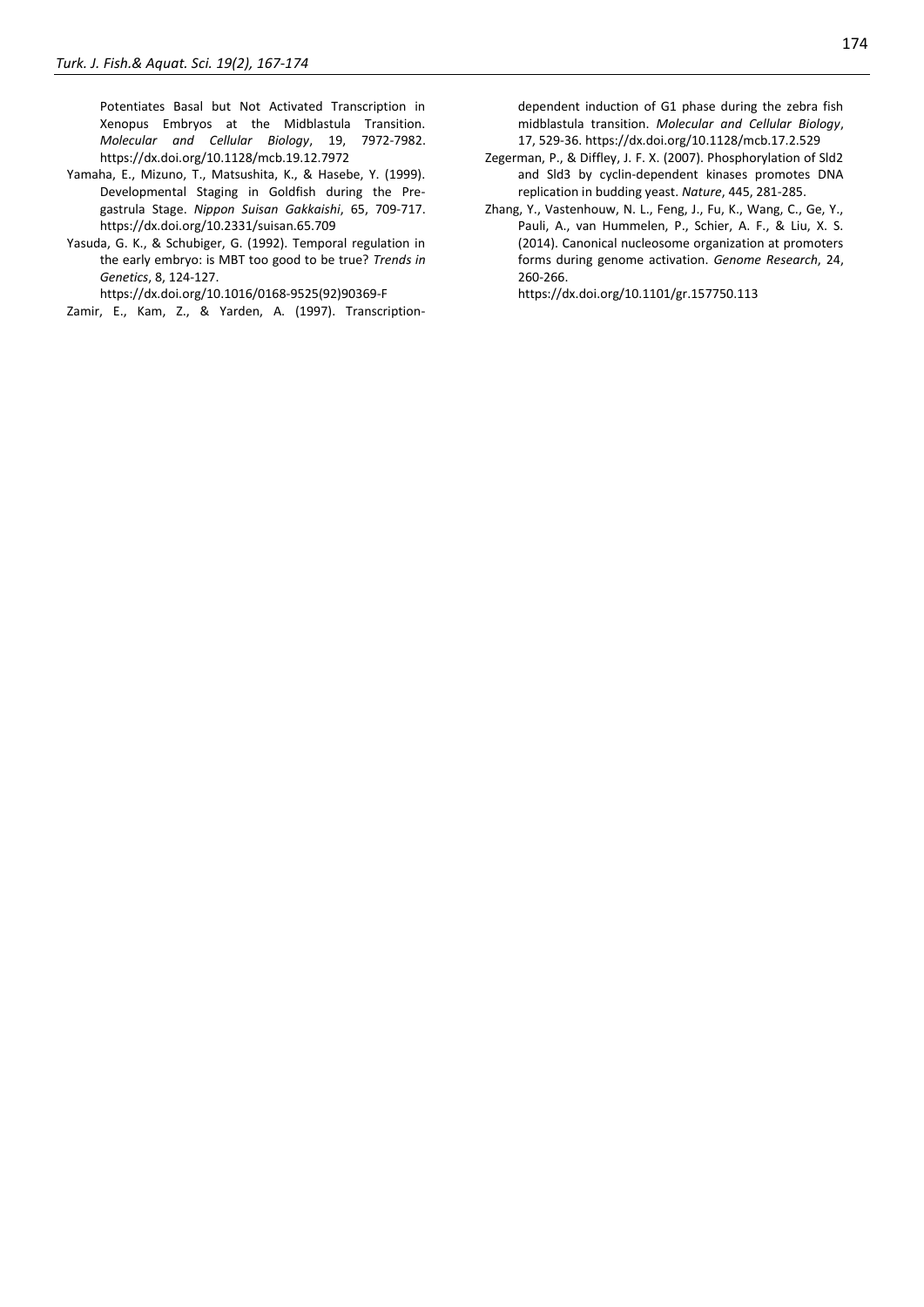Potentiates Basal but Not Activated Transcription in Xenopus Embryos at the Midblastula Transition. *Molecular and Cellular Biology*, 19, 7972-7982. https://dx.doi.org/10.1128/mcb.19.12.7972

Yamaha, E., Mizuno, T., Matsushita, K., & Hasebe, Y. (1999). Developmental Staging in Goldfish during the Pre-gastrula Stage. *Nippon Suisan Gakkaishi*, 65, 709-717. https://dx.doi.org/10.2331/suisan.65.709

Yasuda, G. K., & Schubiger, G. (1992). Temporal regulation in the early embryo: is MBT too good to be true? *Trends in Genetics*, 8, 124-127. https://dx.doi.org/10.1016/0168-9525(92)90369-F

Zamir, E., Kam, Z., & Yarden, A. (1997). Transcription-dependent induction of G1 phase during the zebra fish midblastula transition. *Molecular and Cellular Biology*, 17, 529-36. https://dx.doi.org/10.1128/mcb.17.2.529

Zegerman, P., & Diffley, J. F. X. (2007). Phosphorylation of Sld2 and Sld3 by cyclin-dependent kinases promotes DNA replication in budding yeast. *Nature*, 445, 281-285.

Zhang, Y., Vastenhouw, N. L., Feng, J., Fu, K., Wang, C., Ge, Y., Pauli, A., van Hummelen, P., Schier, A. F., & Liu, X. S. (2014). Canonical nucleosome organization at promoters forms during genome activation. *Genome Research*, 24, 260-266. https://dx.doi.org/10.1101/gr.157750.113